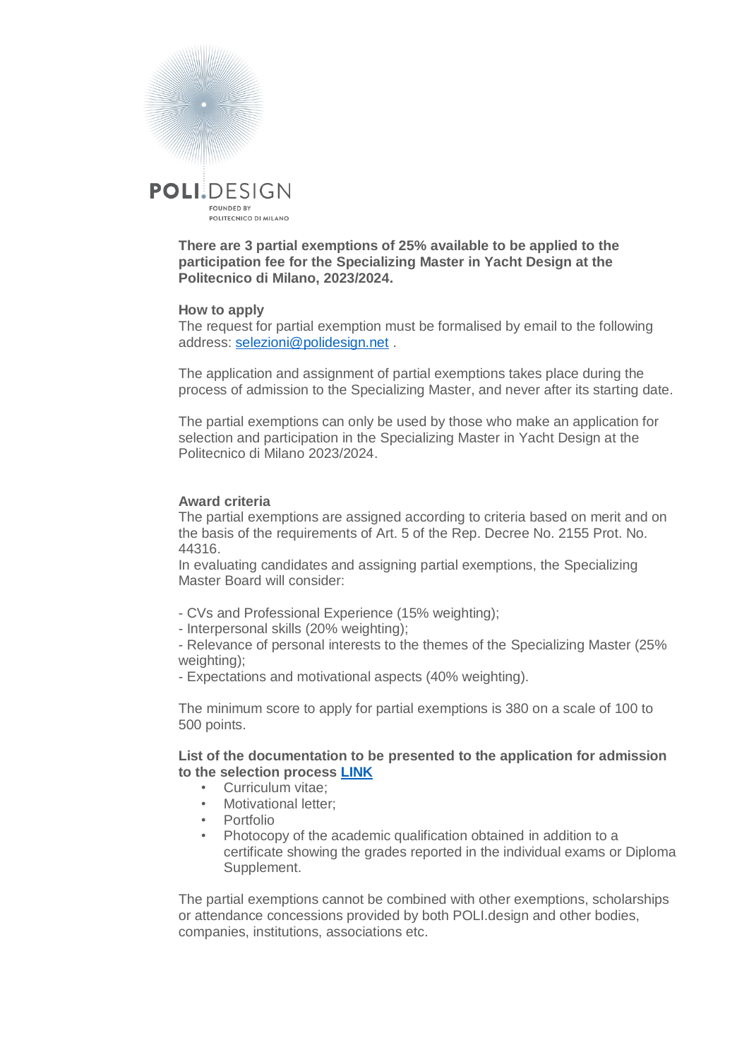POLI.DESIGN

FOUNDED BY POLITECNICO DI MILANO

**There are 3 partial exemptions of 25% available to be applied to the participation fee for the Specializing Master in Yacht Design at the Politecnico di Milano, 2023/2024.**

**How to apply**

The request for partial exemption must be formalised by email to the following address: selezioni@polidesign.net .

The application and assignment of partial exemptions takes place during the process of admission to the Specializing Master, and never after its starting date.

The partial exemptions can only be used by those who make an application for selection and participation in the Specializing Master in Yacht Design at the Politecnico di Milano 2023/2024.

**Award criteria**

The partial exemptions are assigned according to criteria based on merit and on the basis of the requirements of Art. 5 of the Rep. Decree No. 2155 Prot. No. 44316.

In evaluating candidates and assigning partial exemptions, the Specializing Master Board will consider:

- CVs and Professional Experience (15% weighting);
- Interpersonal skills (20% weighting);
- Relevance of personal interests to the themes of the Specializing Master (25% weighting);
- Expectations and motivational aspects (40% weighting).

The minimum score to apply for partial exemptions is 380 on a scale of 100 to 500 points.

**List of the documentation to be presented to the application for admission to the selection process LINK**

- Curriculum vitae;
- Motivational letter;
- Portfolio
- Photocopy of the academic qualification obtained in addition to a certificate showing the grades reported in the individual exams or Diploma Supplement.

The partial exemptions cannot be combined with other exemptions, scholarships or attendance concessions provided by both POLI.design and other bodies, companies, institutions, associations etc.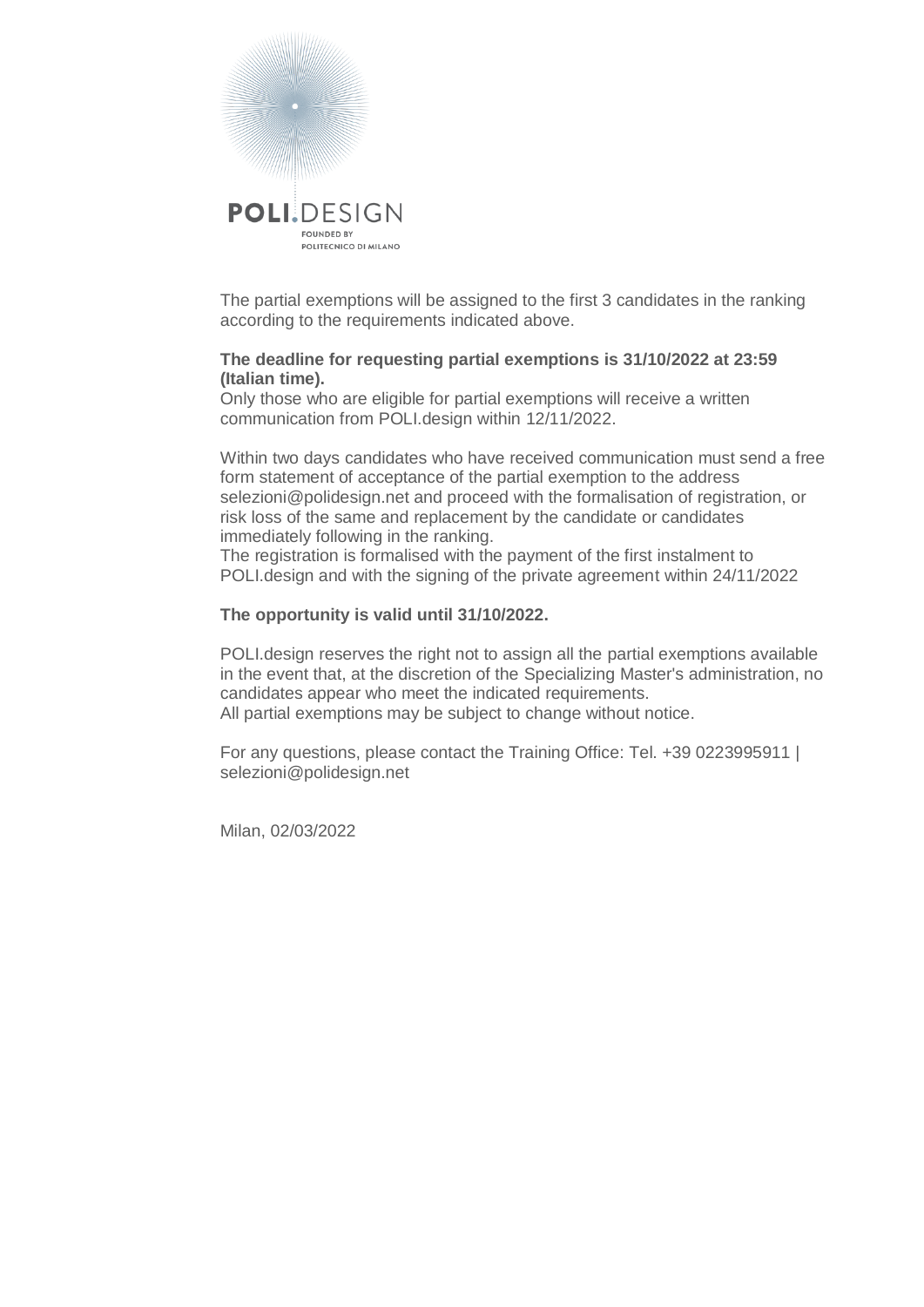The partial exemptions will be assigned to the first 3 candidates in the ranking according to the requirements indicated above.

**The deadline for requesting partial exemptions is 31/10/2022 at 23:59 (Italian time).**
Only those who are eligible for partial exemptions will receive a written communication from POLI.design within 12/11/2022.

Within two days candidates who have received communication must send a free form statement of acceptance of the partial exemption to the address selezioni@polidesign.net and proceed with the formalisation of registration, or risk loss of the same and replacement by the candidate or candidates immediately following in the ranking.
The registration is formalised with the payment of the first instalment to POLI.design and with the signing of the private agreement within 24/11/2022

**The opportunity is valid until 31/10/2022.**

POLI.design reserves the right not to assign all the partial exemptions available in the event that, at the discretion of the Specializing Master's administration, no candidates appear who meet the indicated requirements.
All partial exemptions may be subject to change without notice.

For any questions, please contact the Training Office: Tel. +39 0223995911 | selezioni@polidesign.net

Milan, 02/03/2022